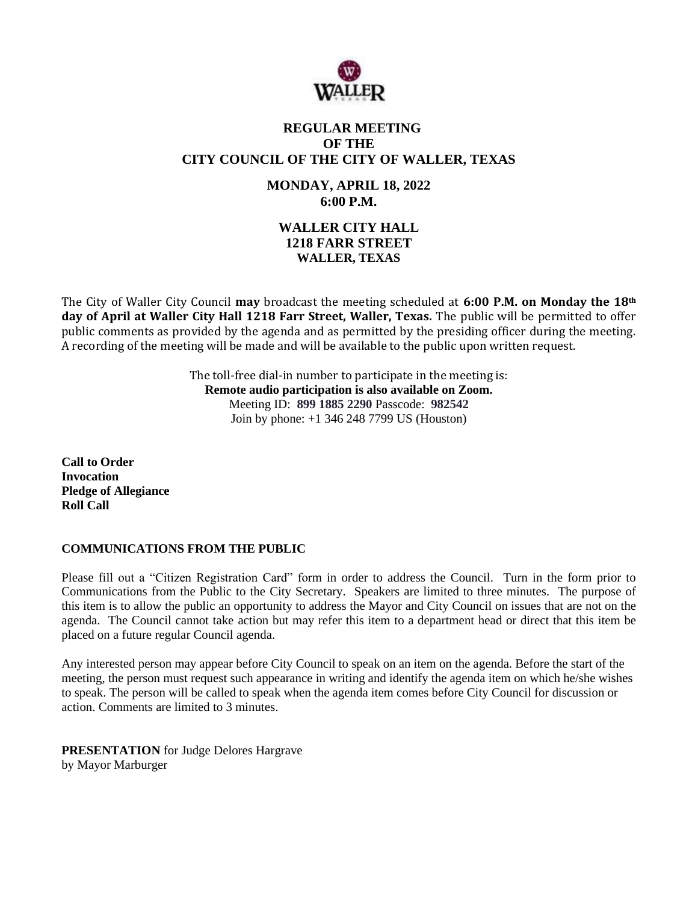# REGULAR MEETING
# OF THE
# CITY COUNCIL OF THE CITY OF WALLER, TEXAS

## MONDAY, APRIL 18, 2022
## 6:00 P.M.

## WALLER CITY HALL
## 1218 FARR STREET
## WALLER, TEXAS

The City of Waller City Council **may** broadcast the meeting scheduled at **6:00 P.M. on Monday the 18th day of April at Waller City Hall 1218 Farr Street, Waller, Texas.** The public will be permitted to offer public comments as provided by the agenda and as permitted by the presiding officer during the meeting. A recording of the meeting will be made and will be available to the public upon written request.

The toll-free dial-in number to participate in the meeting is:
**Remote audio participation is also available on Zoom.**
Meeting ID: **899 1885 2290** Passcode: **982542**
Join by phone: +1 346 248 7799 US (Houston)

**Call to Order**
**Invocation**
**Pledge of Allegiance**
**Roll Call**

**COMMUNICATIONS FROM THE PUBLIC**

Please fill out a "Citizen Registration Card" form in order to address the Council. Turn in the form prior to Communications from the Public to the City Secretary. Speakers are limited to three minutes. The purpose of this item is to allow the public an opportunity to address the Mayor and City Council on issues that are not on the agenda. The Council cannot take action but may refer this item to a department head or direct that this item be placed on a future regular Council agenda.

Any interested person may appear before City Council to speak on an item on the agenda. Before the start of the meeting, the person must request such appearance in writing and identify the agenda item on which he/she wishes to speak. The person will be called to speak when the agenda item comes before City Council for discussion or action. Comments are limited to 3 minutes.

**PRESENTATION** for Judge Delores Hargrave
by Mayor Marburger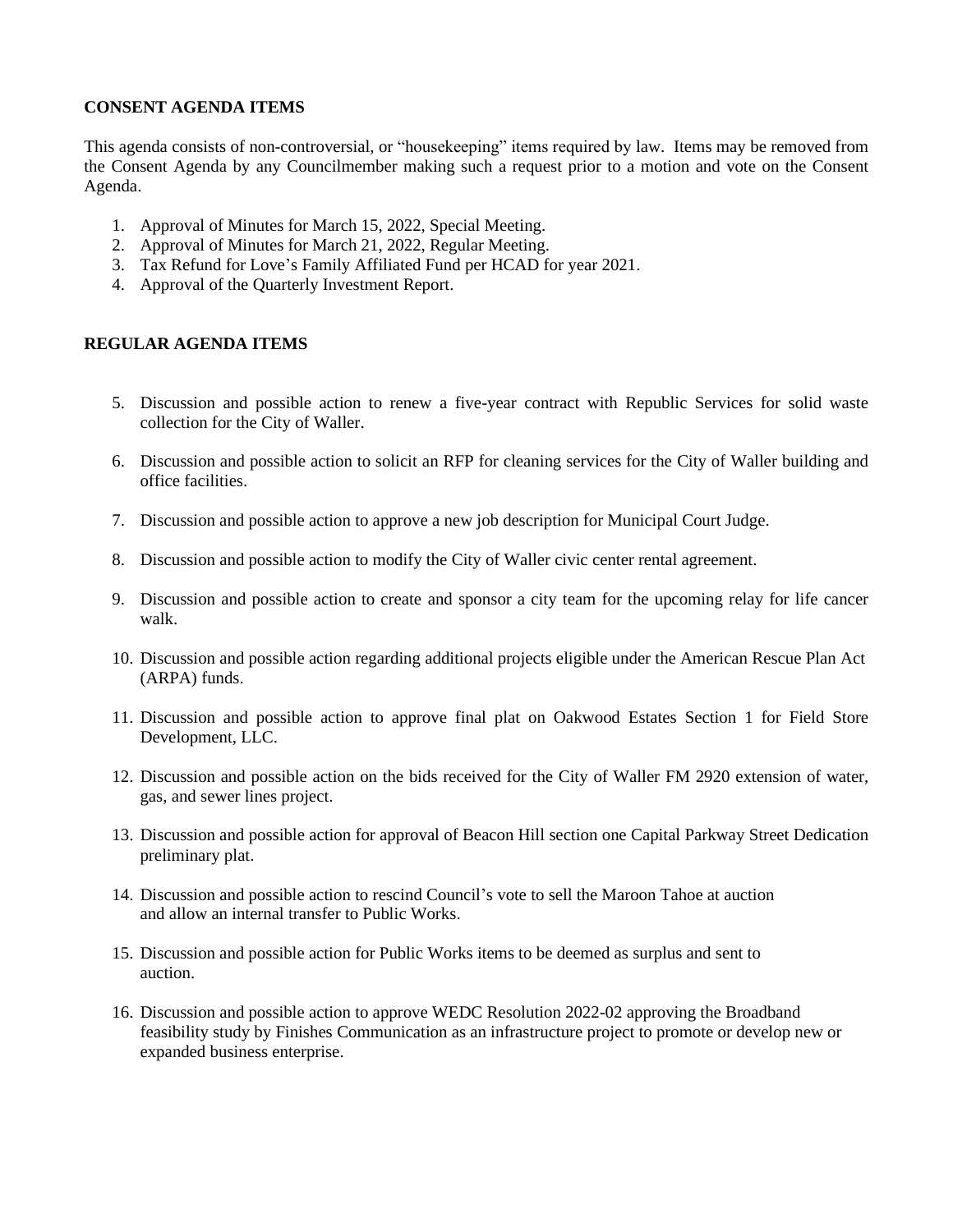**CONSENT AGENDA ITEMS**

This agenda consists of non-controversial, or "housekeeping" items required by law. Items may be removed from the Consent Agenda by any Councilmember making such a request prior to a motion and vote on the Consent Agenda.

1. Approval of Minutes for March 15, 2022, Special Meeting.
2. Approval of Minutes for March 21, 2022, Regular Meeting.
3. Tax Refund for Love's Family Affiliated Fund per HCAD for year 2021.
4. Approval of the Quarterly Investment Report.

**REGULAR AGENDA ITEMS**

5. Discussion and possible action to renew a five-year contract with Republic Services for solid waste collection for the City of Waller.
6. Discussion and possible action to solicit an RFP for cleaning services for the City of Waller building and office facilities.
7. Discussion and possible action to approve a new job description for Municipal Court Judge.
8. Discussion and possible action to modify the City of Waller civic center rental agreement.
9. Discussion and possible action to create and sponsor a city team for the upcoming relay for life cancer walk.
10. Discussion and possible action regarding additional projects eligible under the American Rescue Plan Act (ARPA) funds.
11. Discussion and possible action to approve final plat on Oakwood Estates Section 1 for Field Store Development, LLC.
12. Discussion and possible action on the bids received for the City of Waller FM 2920 extension of water, gas, and sewer lines project.
13. Discussion and possible action for approval of Beacon Hill section one Capital Parkway Street Dedication preliminary plat.
14. Discussion and possible action to rescind Council's vote to sell the Maroon Tahoe at auction and allow an internal transfer to Public Works.
15. Discussion and possible action for Public Works items to be deemed as surplus and sent to auction.
16. Discussion and possible action to approve WEDC Resolution 2022-02 approving the Broadband feasibility study by Finishes Communication as an infrastructure project to promote or develop new or expanded business enterprise.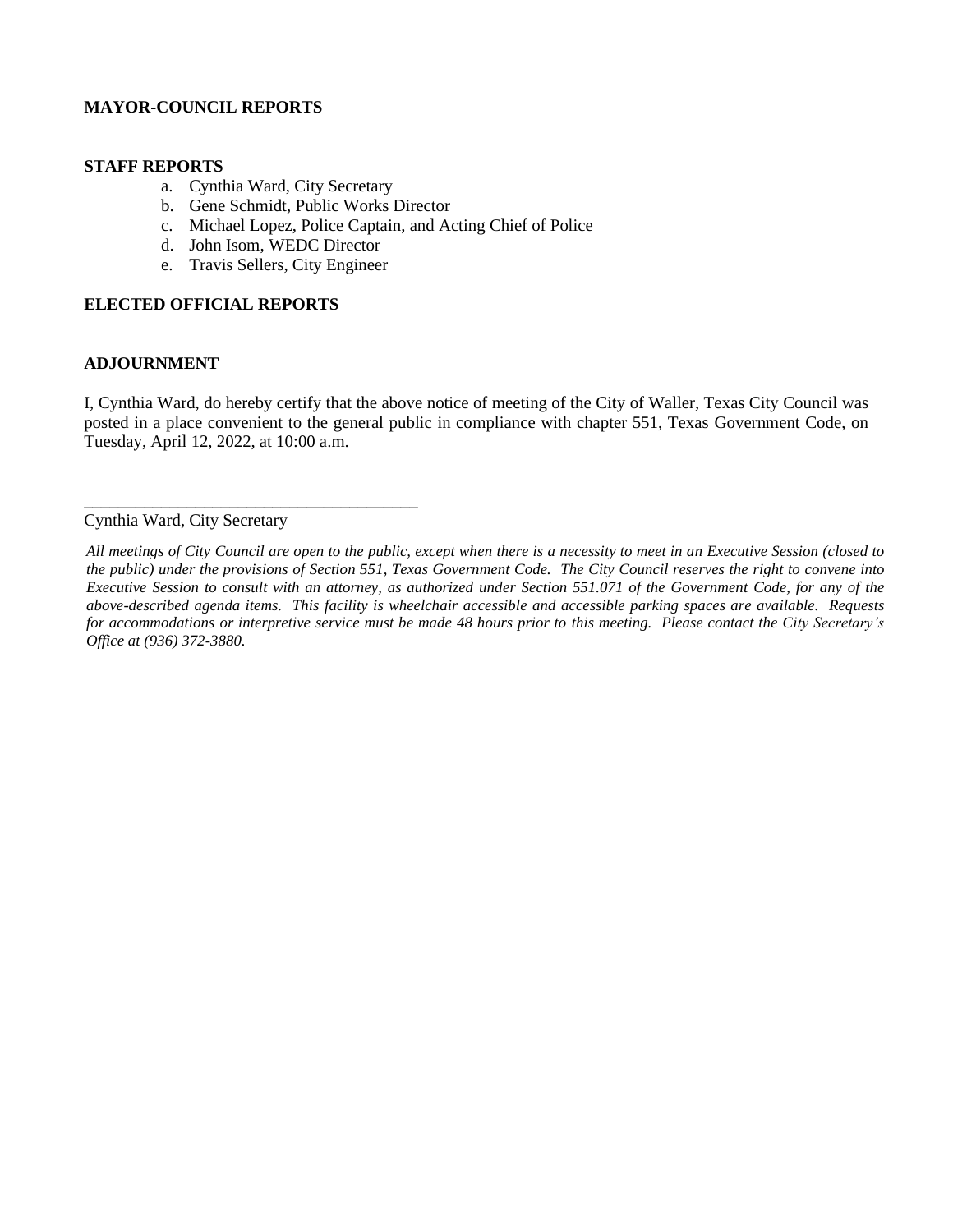**MAYOR-COUNCIL REPORTS**

**STAFF REPORTS**

a. Cynthia Ward, City Secretary
b. Gene Schmidt, Public Works Director
c. Michael Lopez, Police Captain, and Acting Chief of Police
d. John Isom, WEDC Director
e. Travis Sellers, City Engineer

**ELECTED OFFICIAL REPORTS**

**ADJOURNMENT**

I, Cynthia Ward, do hereby certify that the above notice of meeting of the City of Waller, Texas City Council was posted in a place convenient to the general public in compliance with chapter 551, Texas Government Code, on Tuesday, April 12, 2022, at 10:00 a.m.

\_\_\_\_\_\_\_\_\_\_\_\_\_\_\_\_\_\_\_\_\_\_\_\_\_\_\_\_\_\_\_\_\_\_\_\_\_\_\_\_

Cynthia Ward, City Secretary

*All meetings of City Council are open to the public, except when there is a necessity to meet in an Executive Session (closed to the public) under the provisions of Section 551, Texas Government Code. The City Council reserves the right to convene into Executive Session to consult with an attorney, as authorized under Section 551.071 of the Government Code, for any of the above-described agenda items. This facility is wheelchair accessible and accessible parking spaces are available. Requests for accommodations or interpretive service must be made 48 hours prior to this meeting. Please contact the City Secretary's Office at (936) 372-3880.*